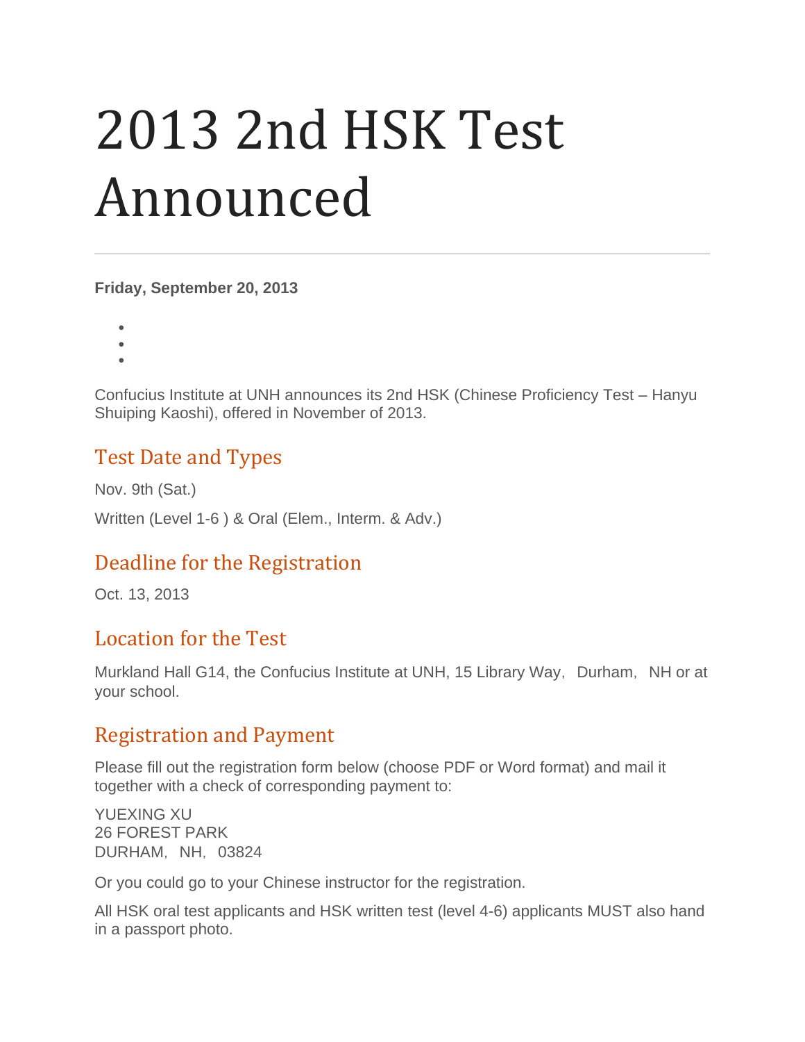# 2013 2nd HSK Test Announced

---

**Friday, September 20, 2013**

Confucius Institute at UNH announces its 2nd HSK (Chinese Proficiency Test – Hanyu Shuiping Kaoshi), offered in November of 2013.

## Test Date and Types

Nov. 9th (Sat.)

Written (Level 1-6 ) & Oral (Elem., Interm. & Adv.)

## Deadline for the Registration

Oct. 13, 2013

## Location for the Test

Murkland Hall G14, the Confucius Institute at UNH, 15 Library Way，Durham，NH or at your school.

## Registration and Payment

Please fill out the registration form below (choose PDF or Word format) and mail it together with a check of corresponding payment to:

YUEXING XU  
26 FOREST PARK  
DURHAM，NH，03824

Or you could go to your Chinese instructor for the registration.

All HSK oral test applicants and HSK written test (level 4-6) applicants MUST also hand in a passport photo.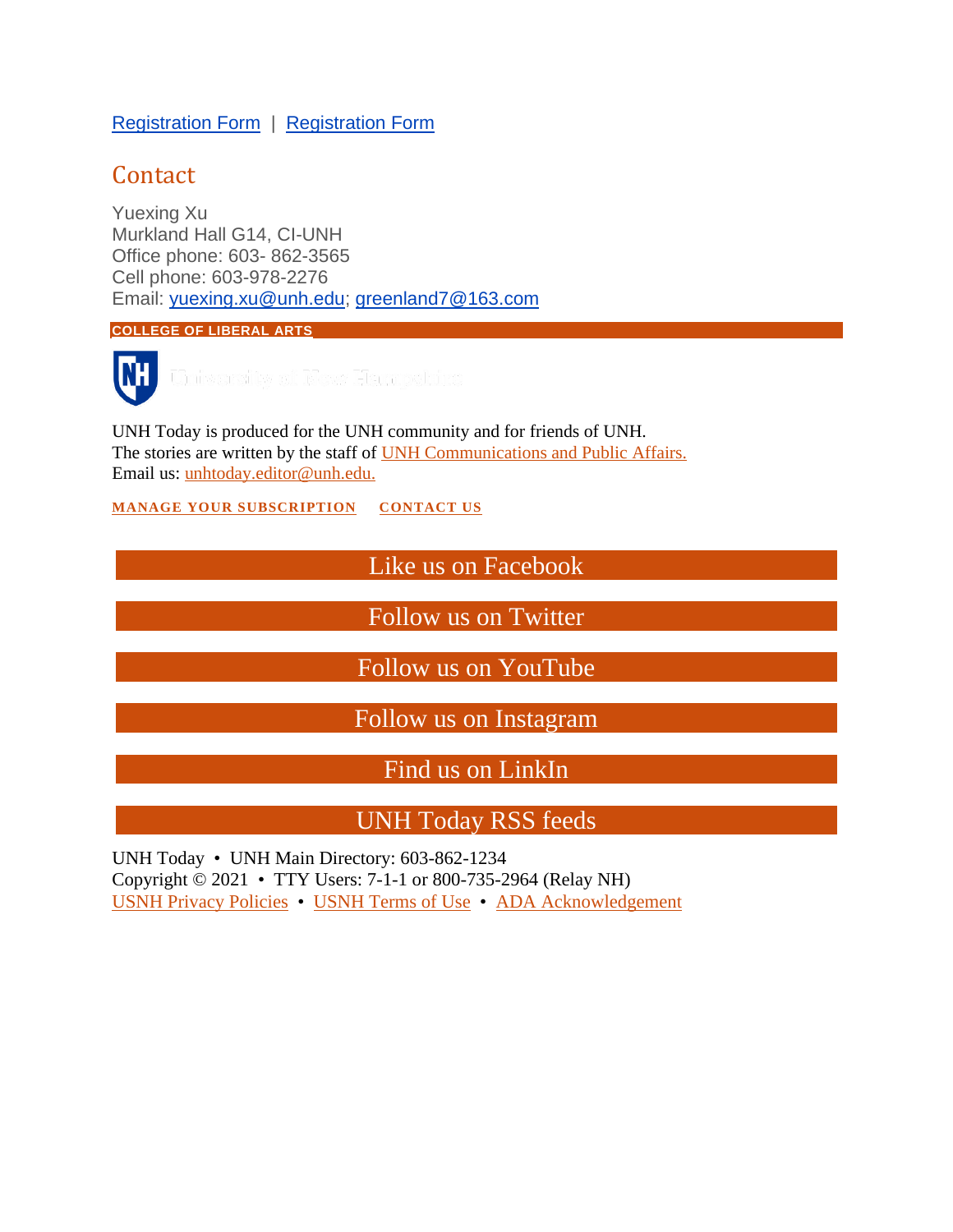Registration Form | Registration Form

## Contact

Yuexing Xu
Murkland Hall G14, CI-UNH
Office phone: 603- 862-3565
Cell phone: 603-978-2276
Email: yuexing.xu@unh.edu; greenland7@163.com

**COLLEGE OF LIBERAL ARTS**

UNH Today is produced for the UNH community and for friends of UNH.
The stories are written by the staff of UNH Communications and Public Affairs.
Email us: unhtoday.editor@unh.edu.

**MANAGE YOUR SUBSCRIPTION** **CONTACT US**

Like us on Facebook

Follow us on Twitter

Follow us on YouTube

Follow us on Instagram

Find us on LinkIn

UNH Today RSS feeds

UNH Today • UNH Main Directory: 603-862-1234
Copyright © 2021 • TTY Users: 7-1-1 or 800-735-2964 (Relay NH)
USNH Privacy Policies • USNH Terms of Use • ADA Acknowledgement